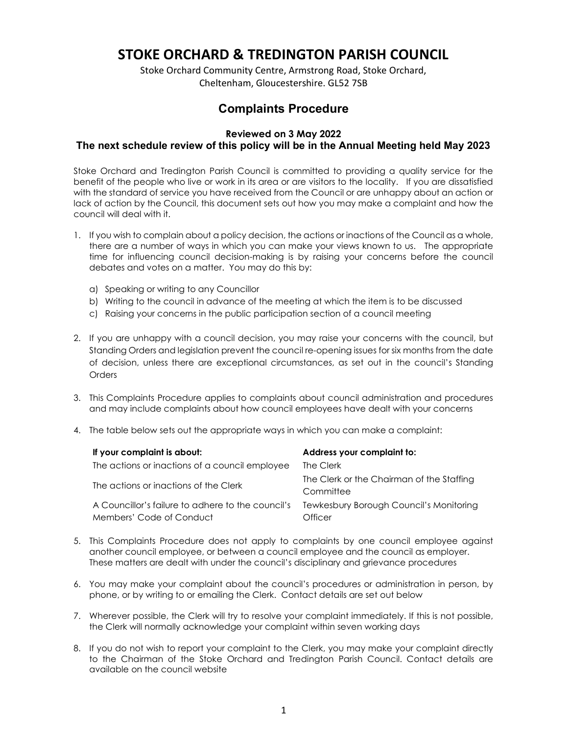# STOKE ORCHARD & TREDINGTON PARISH COUNCIL

Stoke Orchard Community Centre, Armstrong Road, Stoke Orchard, Cheltenham, Gloucestershire. GL52 7SB

## Complaints Procedure

**Reviewed on 3 May 2022**

**The next schedule review of this policy will be in the Annual Meeting held May 2023**

Stoke Orchard and Tredington Parish Council is committed to providing a quality service for the benefit of the people who live or work in its area or are visitors to the locality. If you are dissatisfied with the standard of service you have received from the Council or are unhappy about an action or lack of action by the Council, this document sets out how you may make a complaint and how the council will deal with it.

1. If you wish to complain about a policy decision, the actions or inactions of the Council as a whole, there are a number of ways in which you can make your views known to us. The appropriate time for influencing council decision-making is by raising your concerns before the council debates and votes on a matter. You may do this by:

    a) Speaking or writing to any Councillor
    b) Writing to the council in advance of the meeting at which the item is to be discussed
    c) Raising your concerns in the public participation section of a council meeting

2. If you are unhappy with a council decision, you may raise your concerns with the council, but Standing Orders and legislation prevent the council re-opening issues for six months from the date of decision, unless there are exceptional circumstances, as set out in the council's Standing Orders

3. This Complaints Procedure applies to complaints about council administration and procedures and may include complaints about how council employees have dealt with your concerns

4. The table below sets out the appropriate ways in which you can make a complaint:

| If your complaint is about: | Address your complaint to: |
|---|---|
| The actions or inactions of a council employee | The Clerk |
| The actions or inactions of the Clerk | The Clerk or the Chairman of the Staffing Committee |
| A Councillor's failure to adhere to the council's Members' Code of Conduct | Tewkesbury Borough Council's Monitoring Officer |

5. This Complaints Procedure does not apply to complaints by one council employee against another council employee, or between a council employee and the council as employer. These matters are dealt with under the council's disciplinary and grievance procedures

6. You may make your complaint about the council's procedures or administration in person, by phone, or by writing to or emailing the Clerk. Contact details are set out below

7. Wherever possible, the Clerk will try to resolve your complaint immediately. If this is not possible, the Clerk will normally acknowledge your complaint within seven working days

8. If you do not wish to report your complaint to the Clerk, you may make your complaint directly to the Chairman of the Stoke Orchard and Tredington Parish Council. Contact details are available on the council website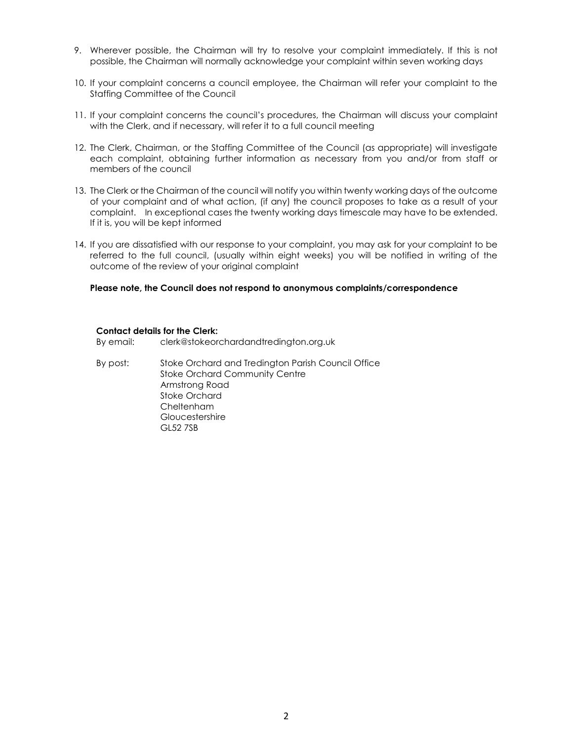9. Wherever possible, the Chairman will try to resolve your complaint immediately. If this is not possible, the Chairman will normally acknowledge your complaint within seven working days

10. If your complaint concerns a council employee, the Chairman will refer your complaint to the Staffing Committee of the Council

11. If your complaint concerns the council's procedures, the Chairman will discuss your complaint with the Clerk, and if necessary, will refer it to a full council meeting

12. The Clerk, Chairman, or the Staffing Committee of the Council (as appropriate) will investigate each complaint, obtaining further information as necessary from you and/or from staff or members of the council

13. The Clerk or the Chairman of the council will notify you within twenty working days of the outcome of your complaint and of what action, (if any) the council proposes to take as a result of your complaint. In exceptional cases the twenty working days timescale may have to be extended. If it is, you will be kept informed

14. If you are dissatisfied with our response to your complaint, you may ask for your complaint to be referred to the full council, (usually within eight weeks) you will be notified in writing of the outcome of the review of your original complaint

**Please note, the Council does not respond to anonymous complaints/correspondence**

**Contact details for the Clerk:**

By email: clerk@stokeorchardandtredington.org.uk

By post: Stoke Orchard and Tredington Parish Council Office
Stoke Orchard Community Centre
Armstrong Road
Stoke Orchard
Cheltenham
Gloucestershire
GL52 7SB